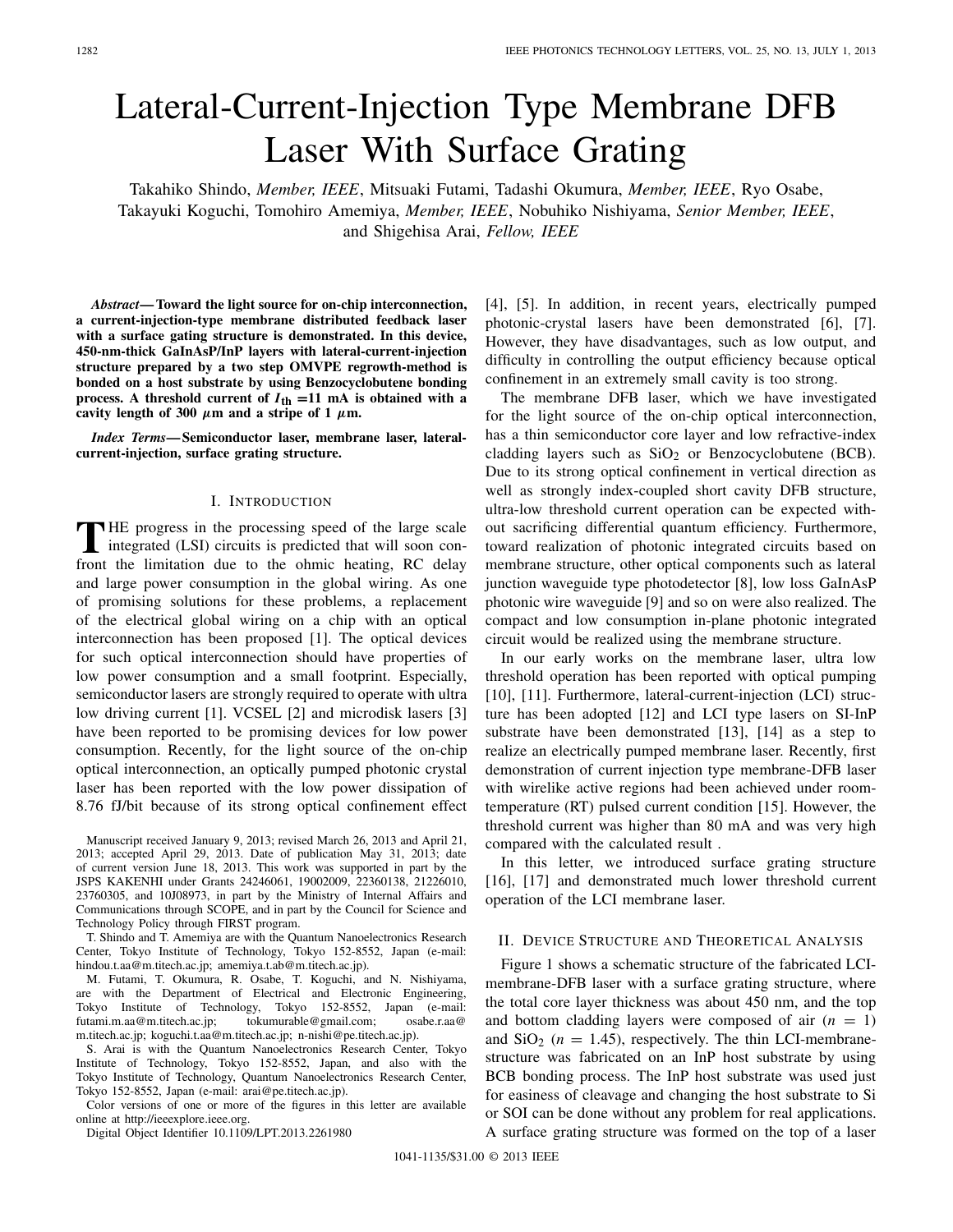# Lateral-Current-Injection Type Membrane DFB Laser With Surface Grating

Takahiko Shindo, *Member, IEEE*, Mitsuaki Futami, Tadashi Okumura, *Member, IEEE*, Ryo Osabe, Takayuki Koguchi, Tomohiro Amemiya, *Member, IEEE*, Nobuhiko Nishiyama, *Senior Member, IEEE*, and Shigehisa Arai, *Fellow, IEEE*

***Abstract*— Toward the light source for on-chip interconnection, a current-injection-type membrane distributed feedback laser with a surface gating structure is demonstrated. In this device, 450-nm-thick GaInAsP/InP layers with lateral-current-injection structure prepared by a two step OMVPE regrowth-method is bonded on a host substrate by using Benzocyclobutene bonding process. A threshold current of $I_{th}$ =11 mA is obtained with a cavity length of 300 $\mu$m and a stripe of 1 $\mu$m.**

***Index Terms*— Semiconductor laser, membrane laser, lateral-current-injection, surface grating structure.**

## I. Introduction

The progress in the processing speed of the large scale integrated (LSI) circuits is predicted that will soon confront the limitation due to the ohmic heating, RC delay and large power consumption in the global wiring. As one of promising solutions for these problems, a replacement of the electrical global wiring on a chip with an optical interconnection has been proposed [1]. The optical devices for such optical interconnection should have properties of low power consumption and a small footprint. Especially, semiconductor lasers are strongly required to operate with ultra low driving current [1]. VCSEL [2] and microdisk lasers [3] have been reported to be promising devices for low power consumption. Recently, for the light source of the on-chip optical interconnection, an optically pumped photonic crystal laser has been reported with the low power dissipation of 8.76 fJ/bit because of its strong optical confinement effect [4], [5]. In addition, in recent years, electrically pumped photonic-crystal lasers have been demonstrated [6], [7]. However, they have disadvantages, such as low output, and difficulty in controlling the output efficiency because optical confinement in an extremely small cavity is too strong.

The membrane DFB laser, which we have investigated for the light source of the on-chip optical interconnection, has a thin semiconductor core layer and low refractive-index cladding layers such as $SiO_2$ or Benzocyclobutene (BCB). Due to its strong optical confinement in vertical direction as well as strongly index-coupled short cavity DFB structure, ultra-low threshold current operation can be expected without sacrificing differential quantum efficiency. Furthermore, toward realization of photonic integrated circuits based on membrane structure, other optical components such as lateral junction waveguide type photodetector [8], low loss GaInAsP photonic wire waveguide [9] and so on were also realized. The compact and low consumption in-plane photonic integrated circuit would be realized using the membrane structure.

In our early works on the membrane laser, ultra low threshold operation has been reported with optical pumping [10], [11]. Furthermore, lateral-current-injection (LCI) structure has been adopted [12] and LCI type lasers on SI-InP substrate have been demonstrated [13], [14] as a step to realize an electrically pumped membrane laser. Recently, first demonstration of current injection type membrane-DFB laser with wirelike active regions had been achieved under room-temperature (RT) pulsed current condition [15]. However, the threshold current was higher than 80 mA and was very high compared with the calculated result .

In this letter, we introduced surface grating structure [16], [17] and demonstrated much lower threshold current operation of the LCI membrane laser.

## II. Device Structure and Theoretical Analysis

Figure 1 shows a schematic structure of the fabricated LCI-membrane-DFB laser with a surface grating structure, where the total core layer thickness was about 450 nm, and the top and bottom cladding layers were composed of air ($n$ = 1) and $SiO_2$ ($n$ = 1.45), respectively. The thin LCI-membrane-structure was fabricated on an InP host substrate by using BCB bonding process. The InP host substrate was used just for easiness of cleavage and changing the host substrate to Si or SOI can be done without any problem for real applications. A surface grating structure was formed on the top of a laser

---

Manuscript received January 9, 2013; revised March 26, 2013 and April 21, 2013; accepted April 29, 2013. Date of publication May 31, 2013; date of current version June 18, 2013. This work was supported in part by the JSPS KAKENHI under Grants 24246061, 19002009, 22360138, 21226010, 23760305, and 10J08973, in part by the Ministry of Internal Affairs and Communications through SCOPE, and in part by the Council for Science and Technology Policy through FIRST program.

T. Shindo and T. Amemiya are with the Quantum Nanoelectronics Research Center, Tokyo Institute of Technology, Tokyo 152-8552, Japan (e-mail: hindou.t.aa@m.titech.ac.jp; amemiya.t.ab@m.titech.ac.jp).

M. Futami, T. Okumura, R. Osabe, T. Koguchi, and N. Nishiyama, are with the Department of Electrical and Electronic Engineering, Tokyo Institute of Technology, Tokyo 152-8552, Japan (e-mail: futami.m.aa@m.titech.ac.jp; tokumurable@gmail.com; osabe.r.aa@m.titech.ac.jp; koguchi.t.aa@m.titech.ac.jp; n-nishi@pe.titech.ac.jp).

S. Arai is with the Quantum Nanoelectronics Research Center, Tokyo Institute of Technology, Tokyo 152-8552, Japan, and also with the Tokyo Institute of Technology, Quantum Nanoelectronics Research Center, Tokyo 152-8552, Japan (e-mail: arai@pe.titech.ac.jp).

Color versions of one or more of the figures in this letter are available online at http://ieeexplore.ieee.org.

Digital Object Identifier 10.1109/LPT.2013.2261980

1041-1135/$31.00 © 2013 IEEE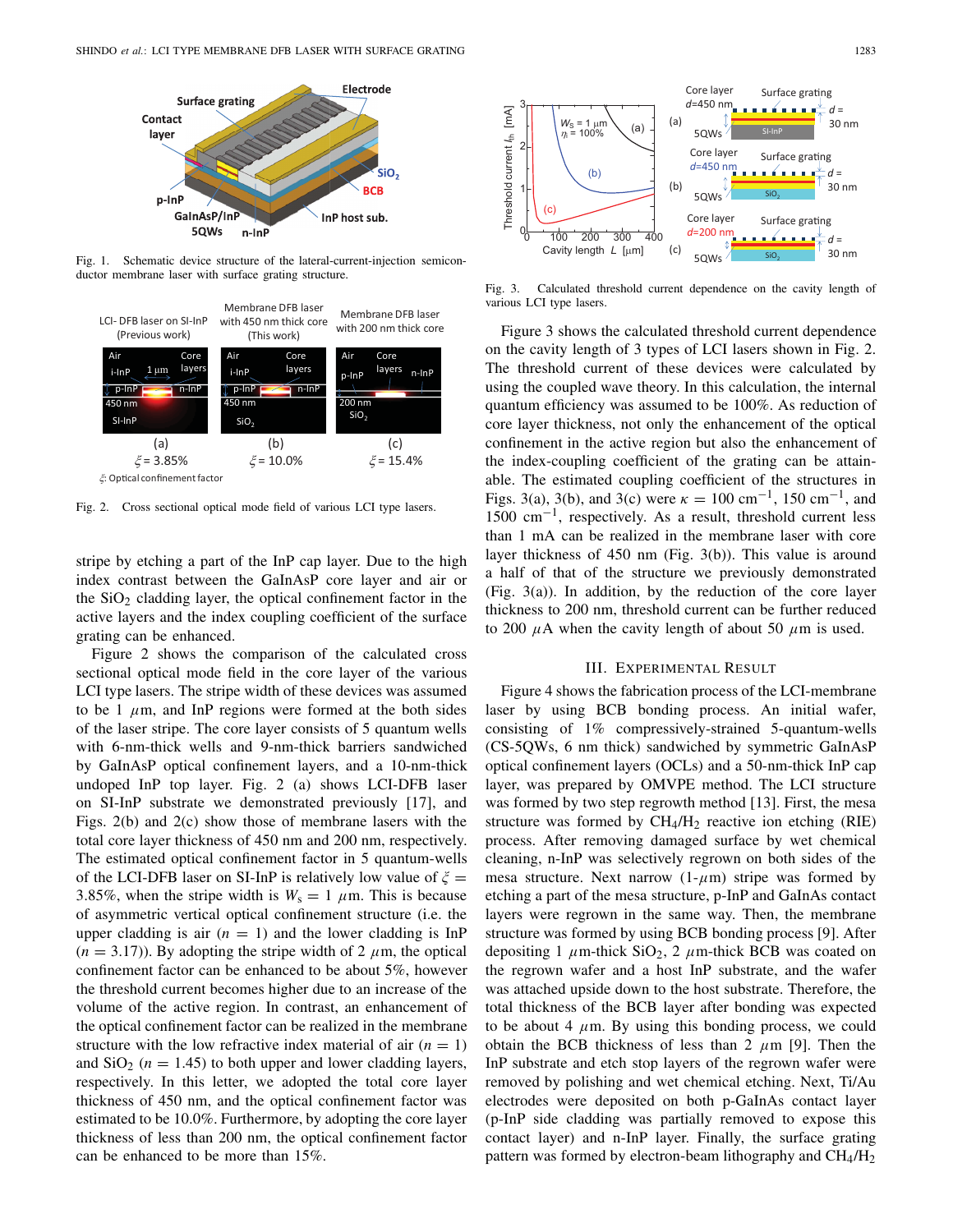Fig. 1. Schematic device structure of the lateral-current-injection semiconductor membrane laser with surface grating structure.

Fig. 2. Cross sectional optical mode field of various LCI type lasers.

stripe by etching a part of the InP cap layer. Due to the high index contrast between the GaInAsP core layer and air or the $SiO_2$ cladding layer, the optical confinement factor in the active layers and the index coupling coefficient of the surface grating can be enhanced.

Figure 2 shows the comparison of the calculated cross sectional optical mode field in the core layer of the various LCI type lasers. The stripe width of these devices was assumed to be 1 $\mu$m, and InP regions were formed at the both sides of the laser stripe. The core layer consists of 5 quantum wells with 6-nm-thick wells and 9-nm-thick barriers sandwiched by GaInAsP optical confinement layers, and a 10-nm-thick undoped InP top layer. Fig. 2 (a) shows LCI-DFB laser on SI-InP substrate we demonstrated previously [17], and Figs. 2(b) and 2(c) show those of membrane lasers with the total core layer thickness of 450 nm and 200 nm, respectively. The estimated optical confinement factor in 5 quantum-wells of the LCI-DFB laser on SI-InP is relatively low value of $\xi = 3.85\%$, when the stripe width is $W_s = 1$ $\mu$m. This is because of asymmetric vertical optical confinement structure (i.e. the upper cladding is air ($n = 1$) and the lower cladding is InP ($n = 3.17$)). By adopting the stripe width of 2 $\mu$m, the optical confinement factor can be enhanced to be about 5%, however the threshold current becomes higher due to an increase of the volume of the active region. In contrast, an enhancement of the optical confinement factor can be realized in the membrane structure with the low refractive index material of air ($n = 1$) and $SiO_2$ ($n = 1.45$) to both upper and lower cladding layers, respectively. In this letter, we adopted the total core layer thickness of 450 nm, and the optical confinement factor was estimated to be 10.0%. Furthermore, by adopting the core layer thickness of less than 200 nm, the optical confinement factor can be enhanced to be more than 15%.

Fig. 3. Calculated threshold current dependence on the cavity length of various LCI type lasers.

Figure 3 shows the calculated threshold current dependence on the cavity length of 3 types of LCI lasers shown in Fig. 2. The threshold current of these devices were calculated by using the coupled wave theory. In this calculation, the internal quantum efficiency was assumed to be 100%. As reduction of core layer thickness, not only the enhancement of the optical confinement in the active region but also the enhancement of the index-coupling coefficient of the grating can be attainable. The estimated coupling coefficient of the structures in Figs. 3(a), 3(b), and 3(c) were $\kappa = 100$ cm$^{-1}$, 150 cm$^{-1}$, and 1500 cm$^{-1}$, respectively. As a result, threshold current less than 1 mA can be realized in the membrane laser with core layer thickness of 450 nm (Fig. 3(b)). This value is around a half of that of the structure we previously demonstrated (Fig. 3(a)). In addition, by the reduction of the core layer thickness to 200 nm, threshold current can be further reduced to 200 $\mu$A when the cavity length of about 50 $\mu$m is used.

## III. Experimental Result

Figure 4 shows the fabrication process of the LCI-membrane laser by using BCB bonding process. An initial wafer, consisting of 1% compressively-strained 5-quantum-wells (CS-5QWs, 6 nm thick) sandwiched by symmetric GaInAsP optical confinement layers (OCLs) and a 50-nm-thick InP cap layer, was prepared by OMVPE method. The LCI structure was formed by two step regrowth method [13]. First, the mesa structure was formed by $CH_4/H_2$ reactive ion etching (RIE) process. After removing damaged surface by wet chemical cleaning, n-InP was selectively regrown on both sides of the mesa structure. Next narrow (1-$\mu$m) stripe was formed by etching a part of the mesa structure, p-InP and GaInAs contact layers were regrown in the same way. Then, the membrane structure was formed by using BCB bonding process [9]. After depositing 1 $\mu$m-thick $SiO_2$, 2 $\mu$m-thick BCB was coated on the regrown wafer and a host InP substrate, and the wafer was attached upside down to the host substrate. Therefore, the total thickness of the BCB layer after bonding was expected to be about 4 $\mu$m. By using this bonding process, we could obtain the BCB thickness of less than 2 $\mu$m [9]. Then the InP substrate and etch stop layers of the regrown wafer were removed by polishing and wet chemical etching. Next, Ti/Au electrodes were deposited on both p-GaInAs contact layer (p-InP side cladding was partially removed to expose this contact layer) and n-InP layer. Finally, the surface grating pattern was formed by electron-beam lithography and $CH_4/H_2$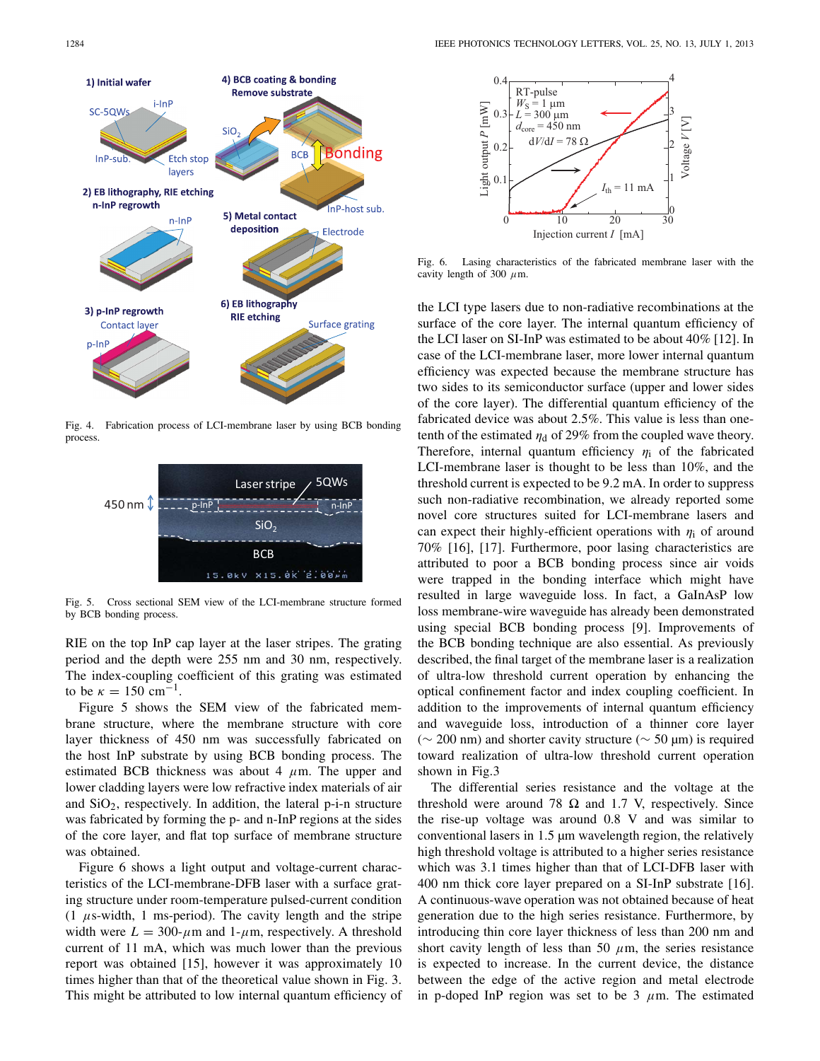Fig. 4. Fabrication process of LCI-membrane laser by using BCB bonding process.

Fig. 5. Cross sectional SEM view of the LCI-membrane structure formed by BCB bonding process.

RIE on the top InP cap layer at the laser stripes. The grating period and the depth were 255 nm and 30 nm, respectively. The index-coupling coefficient of this grating was estimated to be $\kappa = 150$ cm$^{-1}$.

Figure 5 shows the SEM view of the fabricated membrane structure, where the membrane structure with core layer thickness of 450 nm was successfully fabricated on the host InP substrate by using BCB bonding process. The estimated BCB thickness was about 4 $\mu$m. The upper and lower cladding layers were low refractive index materials of air and $SiO_2$, respectively. In addition, the lateral p-i-n structure was fabricated by forming the p- and n-InP regions at the sides of the core layer, and flat top surface of membrane structure was obtained.

Figure 6 shows a light output and voltage-current characteristics of the LCI-membrane-DFB laser with a surface grating structure under room-temperature pulsed-current condition (1 $\mu$s-width, 1 ms-period). The cavity length and the stripe width were $L = 300$-$\mu$m and 1-$\mu$m, respectively. A threshold current of 11 mA, which was much lower than the previous report was obtained [15], however it was approximately 10 times higher than that of the theoretical value shown in Fig. 3. This might be attributed to low internal quantum efficiency of the LCI type lasers due to non-radiative recombinations at the surface of the core layer. The internal quantum efficiency of the LCI laser on SI-InP was estimated to be about 40% [12]. In case of the LCI-membrane laser, more lower internal quantum efficiency was expected because the membrane structure has two sides to its semiconductor surface (upper and lower sides of the core layer). The differential quantum efficiency of the fabricated device was about 2.5%. This value is less than one-tenth of the estimated $\eta_d$ of 29% from the coupled wave theory. Therefore, internal quantum efficiency $\eta_i$ of the fabricated LCI-membrane laser is thought to be less than 10%, and the threshold current is expected to be 9.2 mA. In order to suppress such non-radiative recombination, we already reported some novel core structures suited for LCI-membrane lasers and can expect their highly-efficient operations with $\eta_i$ of around 70% [16], [17]. Furthermore, poor lasing characteristics are attributed to poor a BCB bonding process since air voids were trapped in the bonding interface which might have resulted in large waveguide loss. In fact, a GaInAsP low loss membrane-wire waveguide has already been demonstrated using special BCB bonding process [9]. Improvements of the BCB bonding technique are also essential. As previously described, the final target of the membrane laser is a realization of ultra-low threshold current operation by enhancing the optical confinement factor and index coupling coefficient. In addition to the improvements of internal quantum efficiency and waveguide loss, introduction of a thinner core layer (~ 200 nm) and shorter cavity structure (~ 50 μm) is required toward realization of ultra-low threshold current operation shown in Fig.3

Fig. 6. Lasing characteristics of the fabricated membrane laser with the cavity length of 300 $\mu$m.

The differential series resistance and the voltage at the threshold were around 78 Ω and 1.7 V, respectively. Since the rise-up voltage was around 0.8 V and was similar to conventional lasers in 1.5 μm wavelength region, the relatively high threshold voltage is attributed to a higher series resistance which was 3.1 times higher than that of LCI-DFB laser with 400 nm thick core layer prepared on a SI-InP substrate [16]. A continuous-wave operation was not obtained because of heat generation due to the high series resistance. Furthermore, by introducing thin core layer thickness of less than 200 nm and short cavity length of less than 50 $\mu$m, the series resistance is expected to increase. In the current device, the distance between the edge of the active region and metal electrode in p-doped InP region was set to be 3 $\mu$m. The estimated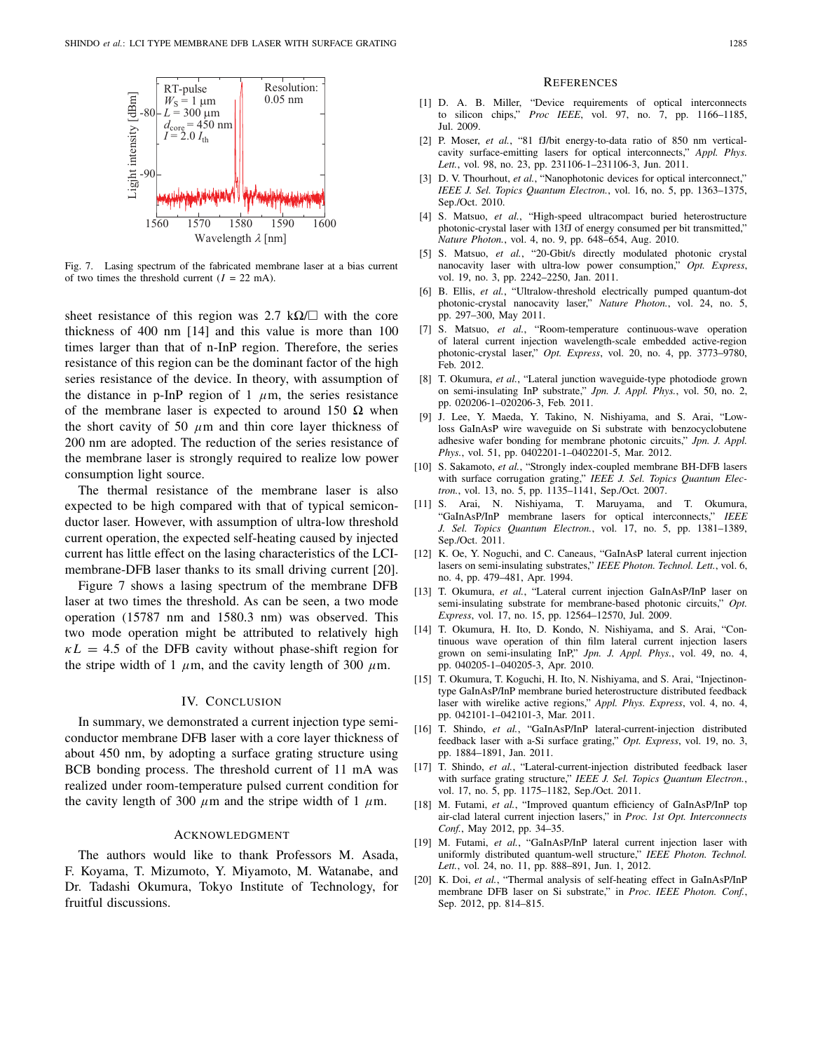RT-pulse
$W_S = 1$ µm
$L = 300$ µm
$d_{core} = 450$ nm
$I = 2.0\, I_{th}$

Resolution:
0.05 nm

Light intensity [dBm]
-80
-90

1560 1570 1580 1590 1600
Wavelength $\lambda$ [nm]

Fig. 7. Lasing spectrum of the fabricated membrane laser at a bias current of two times the threshold current ($I$ = 22 mA).

sheet resistance of this region was 2.7 kΩ/□ with the core thickness of 400 nm [14] and this value is more than 100 times larger than that of n-InP region. Therefore, the series resistance of this region can be the dominant factor of the high series resistance of the device. In theory, with assumption of the distance in p-InP region of 1 $\mu$m, the series resistance of the membrane laser is expected to around 150 Ω when the short cavity of 50 $\mu$m and thin core layer thickness of 200 nm are adopted. The reduction of the series resistance of the membrane laser is strongly required to realize low power consumption light source.

The thermal resistance of the membrane laser is also expected to be high compared with that of typical semiconductor laser. However, with assumption of ultra-low threshold current operation, the expected self-heating caused by injected current has little effect on the lasing characteristics of the LCI-membrane-DFB laser thanks to its small driving current [20].

Figure 7 shows a lasing spectrum of the membrane DFB laser at two times the threshold. As can be seen, a two mode operation (15787 nm and 1580.3 nm) was observed. This two mode operation might be attributed to relatively high $\kappa L = 4.5$ of the DFB cavity without phase-shift region for the stripe width of 1 $\mu$m, and the cavity length of 300 $\mu$m.

## IV. Conclusion

In summary, we demonstrated a current injection type semiconductor membrane DFB laser with a core layer thickness of about 450 nm, by adopting a surface grating structure using BCB bonding process. The threshold current of 11 mA was realized under room-temperature pulsed current condition for the cavity length of 300 $\mu$m and the stripe width of 1 $\mu$m.

## Acknowledgment

The authors would like to thank Professors M. Asada, F. Koyama, T. Mizumoto, Y. Miyamoto, M. Watanabe, and Dr. Tadashi Okumura, Tokyo Institute of Technology, for fruitful discussions.

## References

[1] D. A. B. Miller, "Device requirements of optical interconnects to silicon chips," *Proc IEEE*, vol. 97, no. 7, pp. 1166–1185, Jul. 2009.

[2] P. Moser, *et al.*, "81 fJ/bit energy-to-data ratio of 850 nm vertical-cavity surface-emitting lasers for optical interconnects," *Appl. Phys. Lett.*, vol. 98, no. 23, pp. 231106-1–231106-3, Jun. 2011.

[3] D. V. Thourhout, *et al.*, "Nanophotonic devices for optical interconnect," *IEEE J. Sel. Topics Quantum Electron.*, vol. 16, no. 5, pp. 1363–1375, Sep./Oct. 2010.

[4] S. Matsuo, *et al.*, "High-speed ultracompact buried heterostructure photonic-crystal laser with 13fJ of energy consumed per bit transmitted," *Nature Photon.*, vol. 4, no. 9, pp. 648–654, Aug. 2010.

[5] S. Matsuo, *et al.*, "20-Gbit/s directly modulated photonic crystal nanocavity laser with ultra-low power consumption," *Opt. Express*, vol. 19, no. 3, pp. 2242–2250, Jan. 2011.

[6] B. Ellis, *et al.*, "Ultralow-threshold electrically pumped quantum-dot photonic-crystal nanocavity laser," *Nature Photon.*, vol. 24, no. 5, pp. 297–300, May 2011.

[7] S. Matsuo, *et al.*, "Room-temperature continuous-wave operation of lateral current injection wavelength-scale embedded active-region photonic-crystal laser," *Opt. Express*, vol. 20, no. 4, pp. 3773–9780, Feb. 2012.

[8] T. Okumura, *et al.*, "Lateral junction waveguide-type photodiode grown on semi-insulating InP substrate," *Jpn. J. Appl. Phys.*, vol. 50, no. 2, pp. 020206-1–020206-3, Feb. 2011.

[9] J. Lee, Y. Maeda, Y. Takino, N. Nishiyama, and S. Arai, "Low-loss GaInAsP wire waveguide on Si substrate with benzocyclobutene adhesive wafer bonding for membrane photonic circuits," *Jpn. J. Appl. Phys.*, vol. 51, pp. 0402201-1–0402201-5, Mar. 2012.

[10] S. Sakamoto, *et al.*, "Strongly index-coupled membrane BH-DFB lasers with surface corrugation grating," *IEEE J. Sel. Topics Quantum Electron.*, vol. 13, no. 5, pp. 1135–1141, Sep./Oct. 2007.

[11] S. Arai, N. Nishiyama, T. Maruyama, and T. Okumura, "GaInAsP/InP membrane lasers for optical interconnects," *IEEE J. Sel. Topics Quantum Electron.*, vol. 17, no. 5, pp. 1381–1389, Sep./Oct. 2011.

[12] K. Oe, Y. Noguchi, and C. Caneaus, "GaInAsP lateral current injection lasers on semi-insulating substrates," *IEEE Photon. Technol. Lett.*, vol. 6, no. 4, pp. 479–481, Apr. 1994.

[13] T. Okumura, *et al.*, "Lateral current injection GaInAsP/InP laser on semi-insulating substrate for membrane-based photonic circuits," *Opt. Express*, vol. 17, no. 15, pp. 12564–12570, Jul. 2009.

[14] T. Okumura, H. Ito, D. Kondo, N. Nishiyama, and S. Arai, "Continuous wave operation of thin film lateral current injection lasers grown on semi-insulating InP," *Jpn. J. Appl. Phys.*, vol. 49, no. 4, pp. 040205-1–040205-3, Apr. 2010.

[15] T. Okumura, T. Koguchi, H. Ito, N. Nishiyama, and S. Arai, "Injectinon-type GaInAsP/InP membrane buried heterostructure distributed feedback laser with wirelike active regions," *Appl. Phys. Express*, vol. 4, no. 4, pp. 042101-1–042101-3, Mar. 2011.

[16] T. Shindo, *et al.*, "GaInAsP/InP lateral-current-injection distributed feedback laser with a-Si surface grating," *Opt. Express*, vol. 19, no. 3, pp. 1884–1891, Jan. 2011.

[17] T. Shindo, *et al.*, "Lateral-current-injection distributed feedback laser with surface grating structure," *IEEE J. Sel. Topics Quantum Electron.*, vol. 17, no. 5, pp. 1175–1182, Sep./Oct. 2011.

[18] M. Futami, *et al.*, "Improved quantum efficiency of GaInAsP/InP top air-clad lateral current injection lasers," in *Proc. 1st Opt. Interconnects Conf.*, May 2012, pp. 34–35.

[19] M. Futami, *et al.*, "GaInAsP/InP lateral current injection laser with uniformly distributed quantum-well structure," *IEEE Photon. Technol. Lett.*, vol. 24, no. 11, pp. 888–891, Jun. 1, 2012.

[20] K. Doi, *et al.*, "Thermal analysis of self-heating effect in GaInAsP/InP membrane DFB laser on Si substrate," in *Proc. IEEE Photon. Conf.*, Sep. 2012, pp. 814–815.